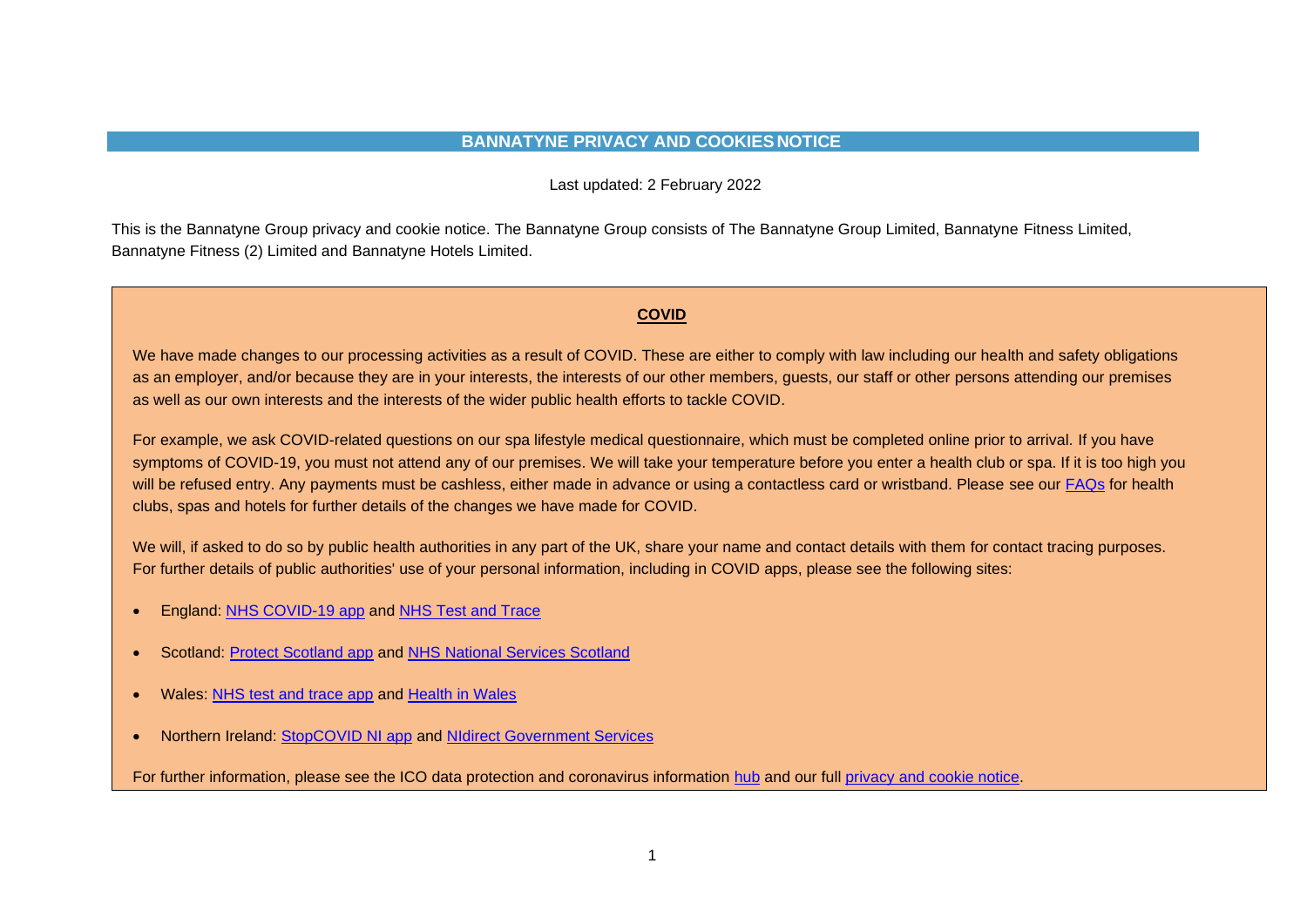# BANNATYNE PRIVACY AND COOKIES NOTICE

Last updated: 2 February 2022

This is the Bannatyne Group privacy and cookie notice. The Bannatyne Group consists of The Bannatyne Group Limited, Bannatyne Fitness Limited, Bannatyne Fitness (2) Limited and Bannatyne Hotels Limited.

## COVID

We have made changes to our processing activities as a result of COVID. These are either to comply with law including our health and safety obligations as an employer, and/or because they are in your interests, the interests of our other members, guests, our staff or other persons attending our premises as well as our own interests and the interests of the wider public health efforts to tackle COVID.

For example, we ask COVID-related questions on our spa lifestyle medical questionnaire, which must be completed online prior to arrival. If you have symptoms of COVID-19, you must not attend any of our premises. We will take your temperature before you enter a health club or spa. If it is too high you will be refused entry. Any payments must be cashless, either made in advance or using a contactless card or wristband. Please see our FAQs for health clubs, spas and hotels for further details of the changes we have made for COVID.

We will, if asked to do so by public health authorities in any part of the UK, share your name and contact details with them for contact tracing purposes. For further details of public authorities' use of your personal information, including in COVID apps, please see the following sites:

- England: NHS COVID-19 app and NHS Test and Trace
- Scotland: Protect Scotland app and NHS National Services Scotland
- Wales: NHS test and trace app and Health in Wales
- Northern Ireland: StopCOVID NI app and NIdirect Government Services

For further information, please see the ICO data protection and coronavirus information hub and our full privacy and cookie notice.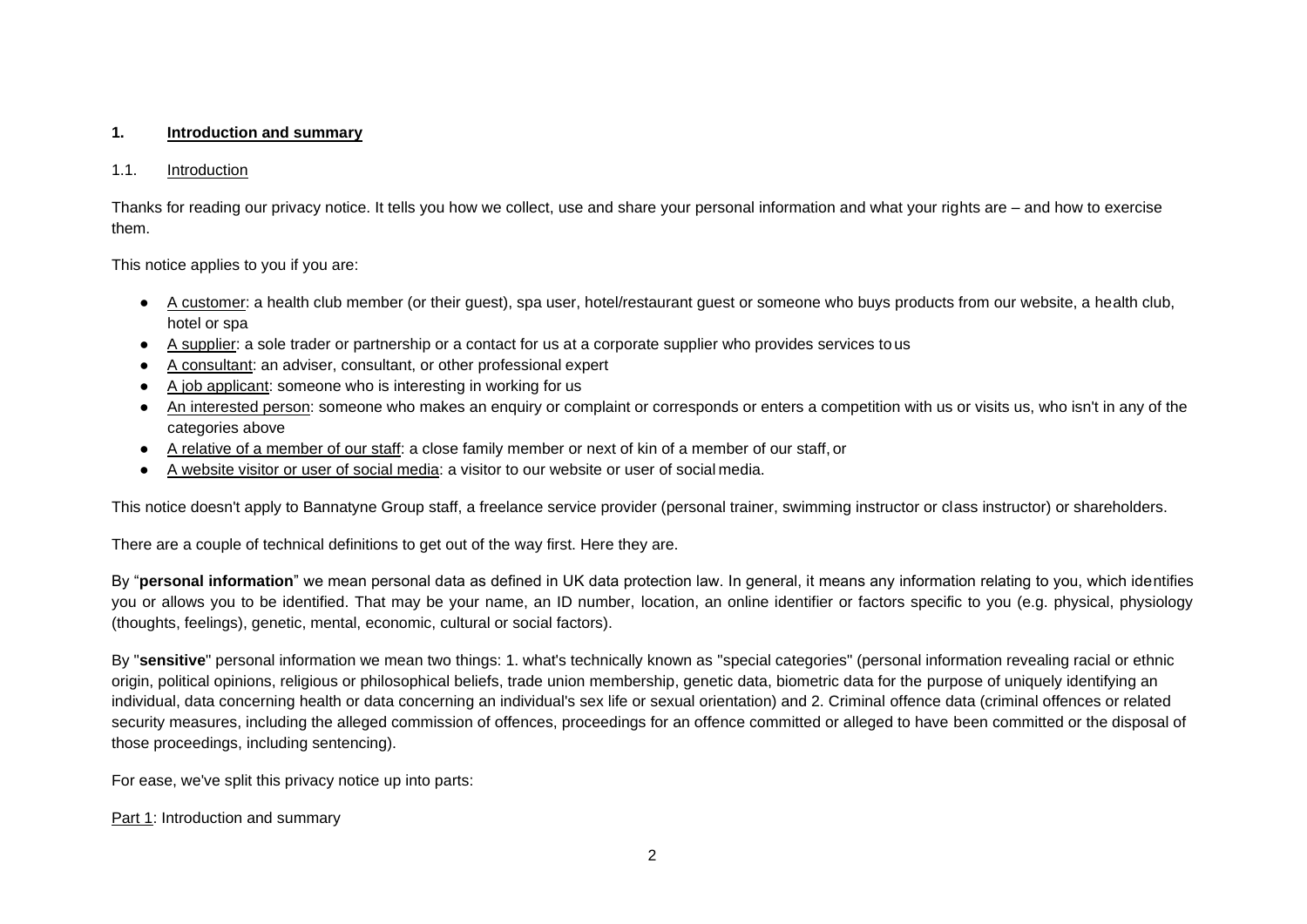## 1. Introduction and summary

### 1.1. Introduction

Thanks for reading our privacy notice. It tells you how we collect, use and share your personal information and what your rights are – and how to exercise them.

This notice applies to you if you are:

- A customer: a health club member (or their guest), spa user, hotel/restaurant guest or someone who buys products from our website, a health club, hotel or spa
- A supplier: a sole trader or partnership or a contact for us at a corporate supplier who provides services to us
- A consultant: an adviser, consultant, or other professional expert
- A job applicant: someone who is interesting in working for us
- An interested person: someone who makes an enquiry or complaint or corresponds or enters a competition with us or visits us, who isn't in any of the categories above
- A relative of a member of our staff: a close family member or next of kin of a member of our staff, or
- A website visitor or user of social media: a visitor to our website or user of social media.

This notice doesn't apply to Bannatyne Group staff, a freelance service provider (personal trainer, swimming instructor or class instructor) or shareholders.

There are a couple of technical definitions to get out of the way first. Here they are.

By "**personal information**" we mean personal data as defined in UK data protection law. In general, it means any information relating to you, which identifies you or allows you to be identified. That may be your name, an ID number, location, an online identifier or factors specific to you (e.g. physical, physiology (thoughts, feelings), genetic, mental, economic, cultural or social factors).

By "**sensitive**" personal information we mean two things: 1. what's technically known as "special categories" (personal information revealing racial or ethnic origin, political opinions, religious or philosophical beliefs, trade union membership, genetic data, biometric data for the purpose of uniquely identifying an individual, data concerning health or data concerning an individual's sex life or sexual orientation) and 2. Criminal offence data (criminal offences or related security measures, including the alleged commission of offences, proceedings for an offence committed or alleged to have been committed or the disposal of those proceedings, including sentencing).

For ease, we've split this privacy notice up into parts:

Part 1: Introduction and summary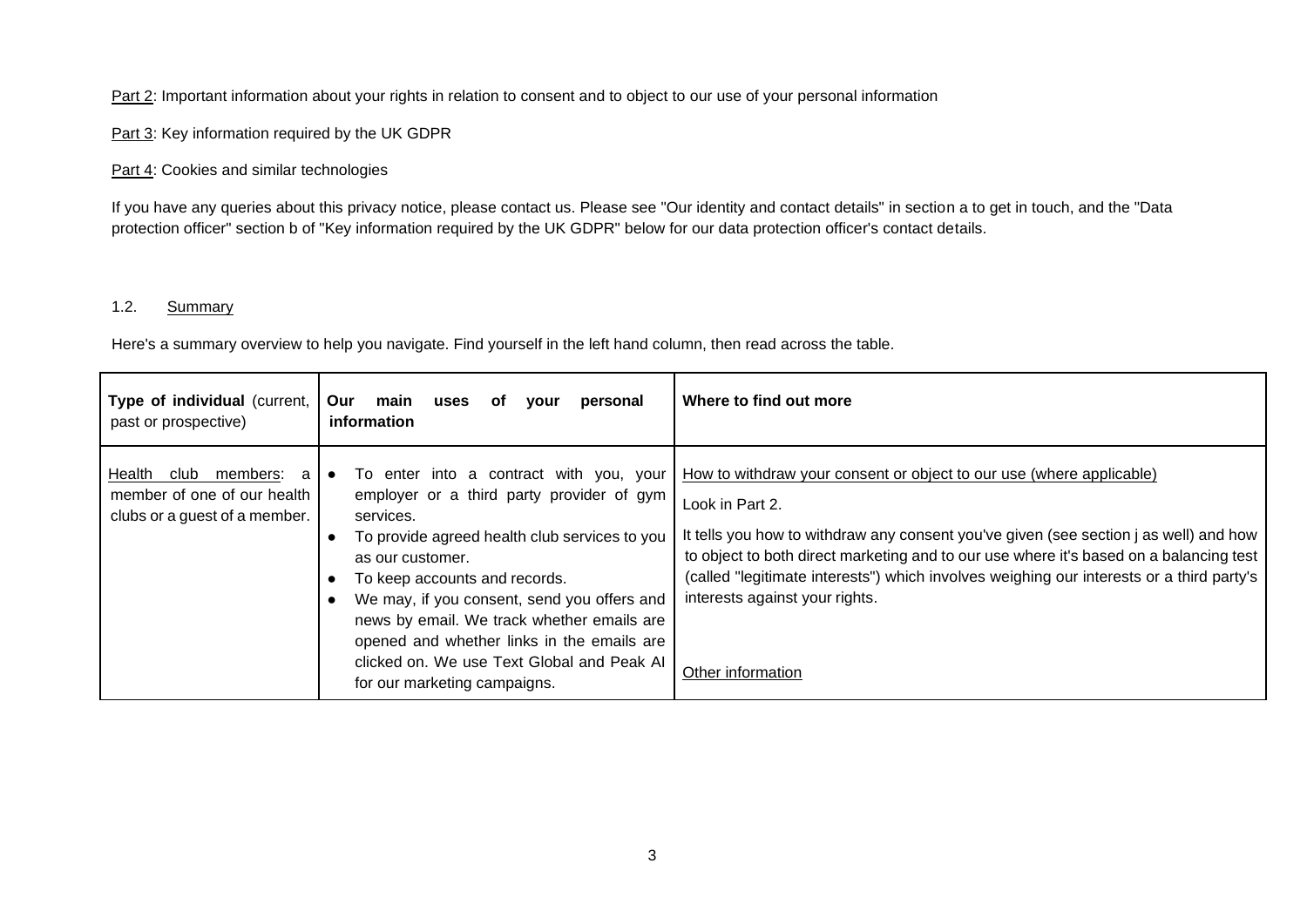Part 2: Important information about your rights in relation to consent and to object to our use of your personal information

Part 3: Key information required by the UK GDPR

Part 4: Cookies and similar technologies

If you have any queries about this privacy notice, please contact us. Please see "Our identity and contact details" in section a to get in touch, and the "Data protection officer" section b of "Key information required by the UK GDPR" below for our data protection officer's contact details.

### 1.2. Summary

Here's a summary overview to help you navigate. Find yourself in the left hand column, then read across the table.

| **Type of individual** (current, past or prospective) | **Our main uses of your personal information** | **Where to find out more** |
|---|---|---|
| Health club members: a member of one of our health clubs or a guest of a member. | • To enter into a contract with you, your employer or a third party provider of gym services.<br>• To provide agreed health club services to you as our customer.<br>• To keep accounts and records.<br>• We may, if you consent, send you offers and news by email. We track whether emails are opened and whether links in the emails are clicked on. We use Text Global and Peak AI for our marketing campaigns. | How to withdraw your consent or object to our use (where applicable)<br>Look in Part 2.<br>It tells you how to withdraw any consent you've given (see section j as well) and how to object to both direct marketing and to our use where it's based on a balancing test (called "legitimate interests") which involves weighing our interests or a third party's interests against your rights.<br><br>Other information |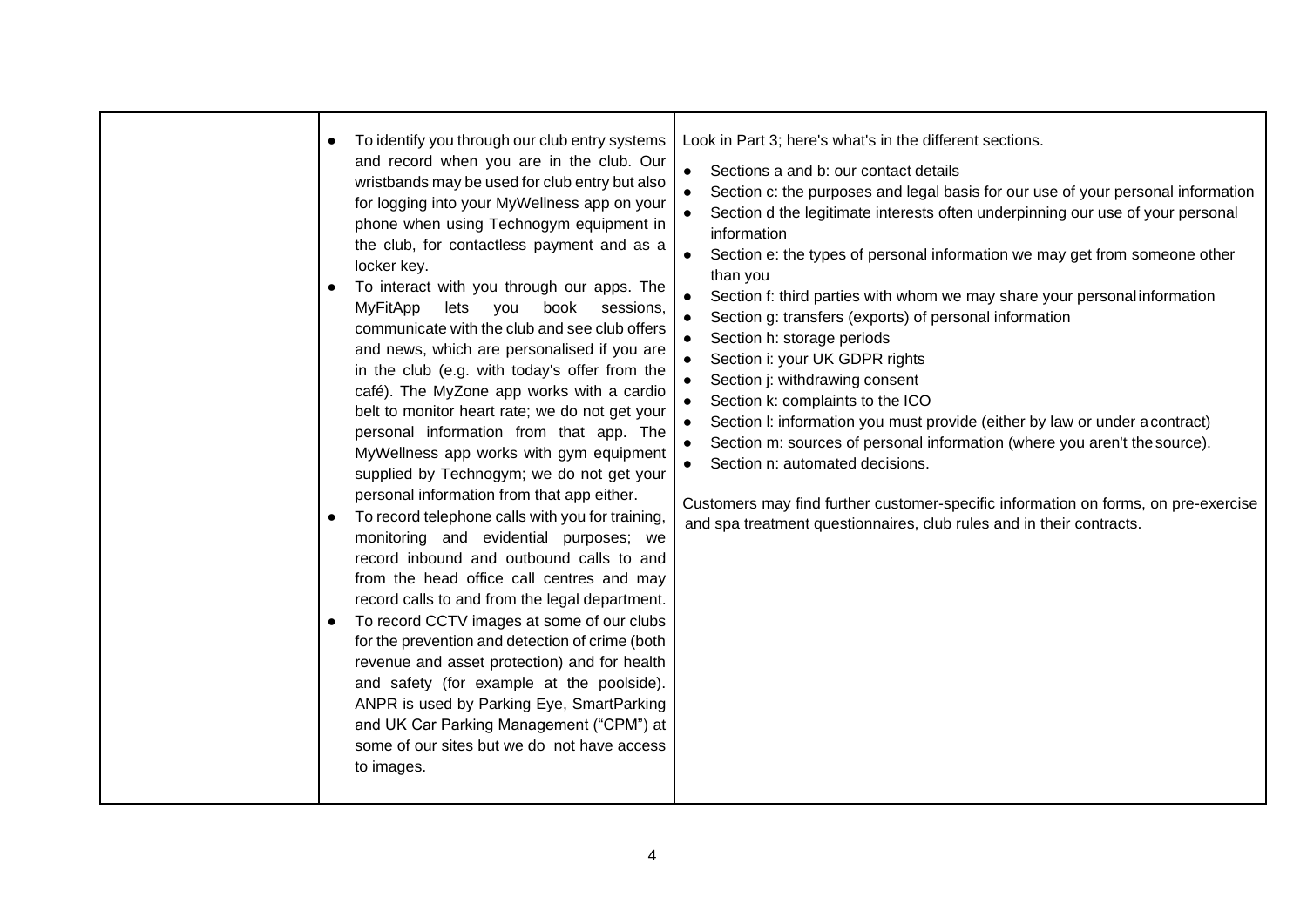| | | |
|---|---|---|
| | • To identify you through our club entry systems and record when you are in the club. Our wristbands may be used for club entry but also for logging into your MyWellness app on your phone when using Technogym equipment in the club, for contactless payment and as a locker key.<br>• To interact with you through our apps. The MyFitApp lets you book sessions, communicate with the club and see club offers and news, which are personalised if you are in the club (e.g. with today's offer from the café). The MyZone app works with a cardio belt to monitor heart rate; we do not get your personal information from that app. The MyWellness app works with gym equipment supplied by Technogym; we do not get your personal information from that app either.<br>• To record telephone calls with you for training, monitoring and evidential purposes; we record inbound and outbound calls to and from the head office call centres and may record calls to and from the legal department.<br>• To record CCTV images at some of our clubs for the prevention and detection of crime (both revenue and asset protection) and for health and safety (for example at the poolside). ANPR is used by Parking Eye, SmartParking and UK Car Parking Management ("CPM") at some of our sites but we do not have access to images. | Look in Part 3; here's what's in the different sections.<br>• Sections a and b: our contact details<br>• Section c: the purposes and legal basis for our use of your personal information<br>• Section d the legitimate interests often underpinning our use of your personal information<br>• Section e: the types of personal information we may get from someone other than you<br>• Section f: third parties with whom we may share your personal information<br>• Section g: transfers (exports) of personal information<br>• Section h: storage periods<br>• Section i: your UK GDPR rights<br>• Section j: withdrawing consent<br>• Section k: complaints to the ICO<br>• Section l: information you must provide (either by law or under a contract)<br>• Section m: sources of personal information (where you aren't the source).<br>• Section n: automated decisions.<br><br>Customers may find further customer-specific information on forms, on pre-exercise and spa treatment questionnaires, club rules and in their contracts. |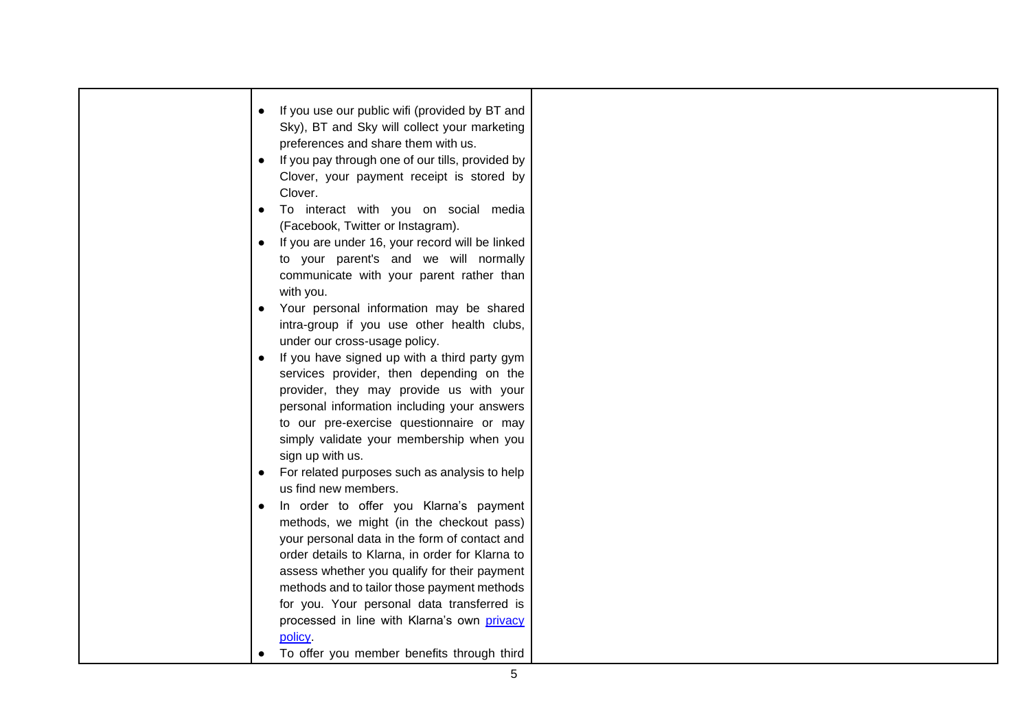| | | |
|---|---|---|
| | • If you use our public wifi (provided by BT and Sky), BT and Sky will collect your marketing preferences and share them with us.<br>• If you pay through one of our tills, provided by Clover, your payment receipt is stored by Clover.<br>• To interact with you on social media (Facebook, Twitter or Instagram).<br>• If you are under 16, your record will be linked to your parent's and we will normally communicate with your parent rather than with you.<br>• Your personal information may be shared intra-group if you use other health clubs, under our cross-usage policy.<br>• If you have signed up with a third party gym services provider, then depending on the provider, they may provide us with your personal information including your answers to our pre-exercise questionnaire or may simply validate your membership when you sign up with us.<br>• For related purposes such as analysis to help us find new members.<br>• In order to offer you Klarna's payment methods, we might (in the checkout pass) your personal data in the form of contact and order details to Klarna, in order for Klarna to assess whether you qualify for their payment methods and to tailor those payment methods for you. Your personal data transferred is processed in line with Klarna's own [privacy policy](privacy policy).<br>• To offer you member benefits through third | |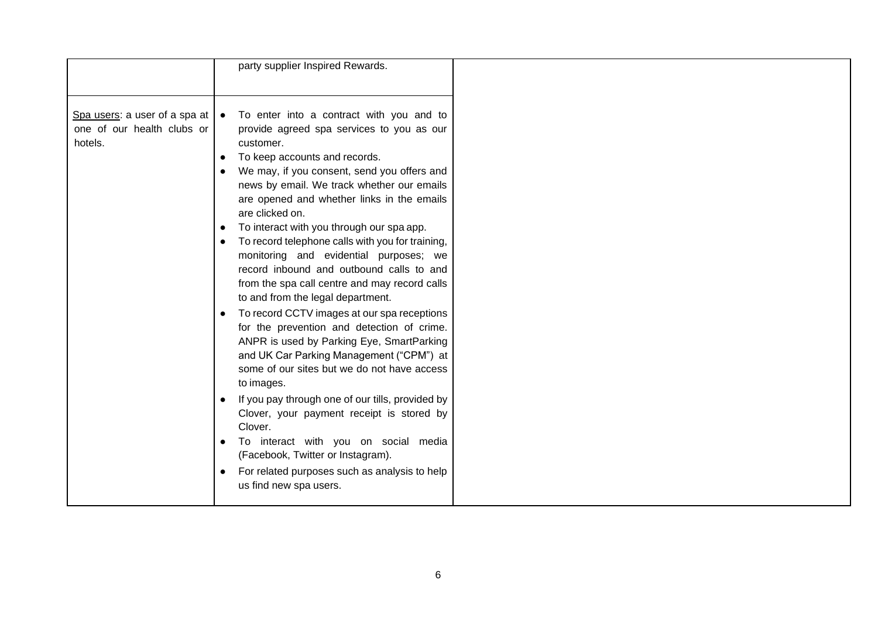| | | |
|---|---|---|
| | party supplier Inspired Rewards. | |
| Spa users: a user of a spa at one of our health clubs or hotels. | • To enter into a contract with you and to provide agreed spa services to you as our customer.<br>• To keep accounts and records.<br>• We may, if you consent, send you offers and news by email. We track whether our emails are opened and whether links in the emails are clicked on.<br>• To interact with you through our spa app.<br>• To record telephone calls with you for training, monitoring and evidential purposes; we record inbound and outbound calls to and from the spa call centre and may record calls to and from the legal department.<br>• To record CCTV images at our spa receptions for the prevention and detection of crime. ANPR is used by Parking Eye, SmartParking and UK Car Parking Management ("CPM") at some of our sites but we do not have access to images.<br>• If you pay through one of our tills, provided by Clover, your payment receipt is stored by Clover.<br>• To interact with you on social media (Facebook, Twitter or Instagram).<br>• For related purposes such as analysis to help us find new spa users. | |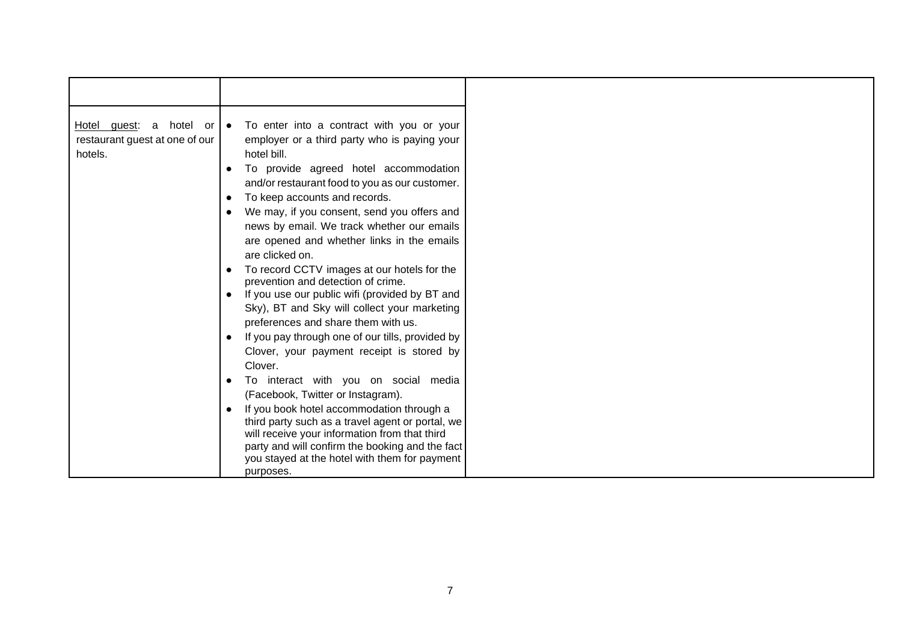| | | |
|---|---|---|
| <u>Hotel guest</u>: a hotel or restaurant guest at one of our hotels. | <ul><li>To enter into a contract with you or your employer or a third party who is paying your hotel bill.</li><li>To provide agreed hotel accommodation and/or restaurant food to you as our customer.</li><li>To keep accounts and records.</li><li>We may, if you consent, send you offers and news by email. We track whether our emails are opened and whether links in the emails are clicked on.</li><li>To record CCTV images at our hotels for the prevention and detection of crime.</li><li>If you use our public wifi (provided by BT and Sky), BT and Sky will collect your marketing preferences and share them with us.</li><li>If you pay through one of our tills, provided by Clover, your payment receipt is stored by Clover.</li><li>To interact with you on social media (Facebook, Twitter or Instagram).</li><li>If you book hotel accommodation through a third party such as a travel agent or portal, we will receive your information from that third party and will confirm the booking and the fact you stayed at the hotel with them for payment purposes.</li></ul> | |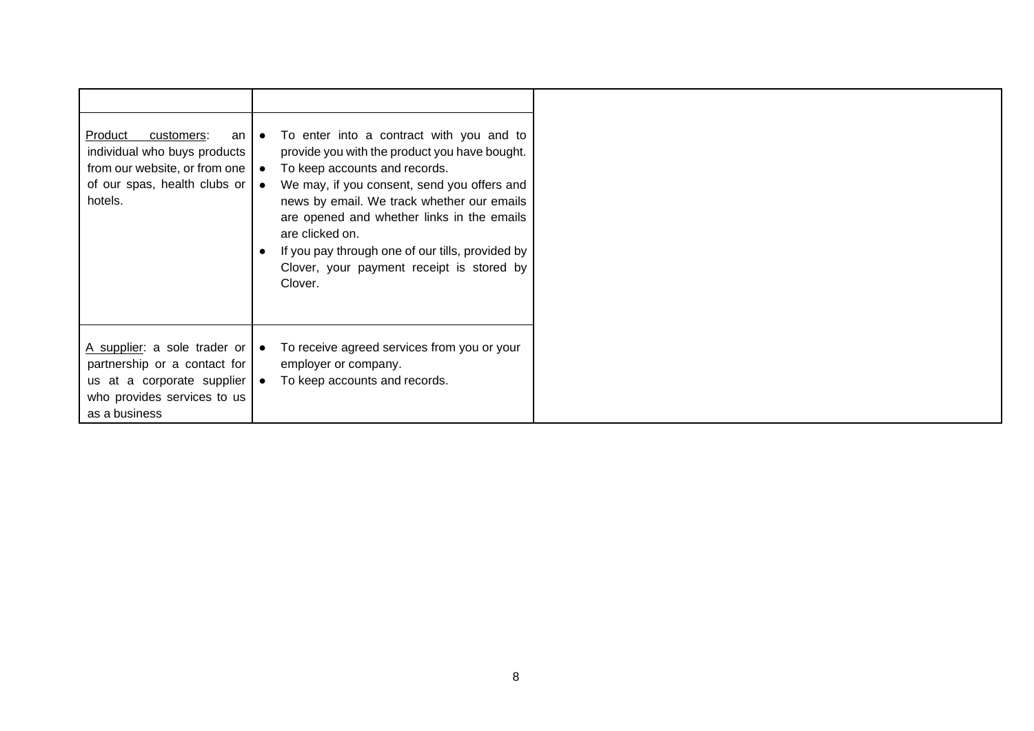| | | |
|---|---|---|
| <u>Product customers</u>: an individual who buys products from our website, or from one of our spas, health clubs or hotels. | • To enter into a contract with you and to provide you with the product you have bought.<br>• To keep accounts and records.<br>• We may, if you consent, send you offers and news by email. We track whether our emails are opened and whether links in the emails are clicked on.<br>• If you pay through one of our tills, provided by Clover, your payment receipt is stored by Clover. | |
| <u>A supplier</u>: a sole trader or partnership or a contact for us at a corporate supplier who provides services to us as a business | • To receive agreed services from you or your employer or company.<br>• To keep accounts and records. | |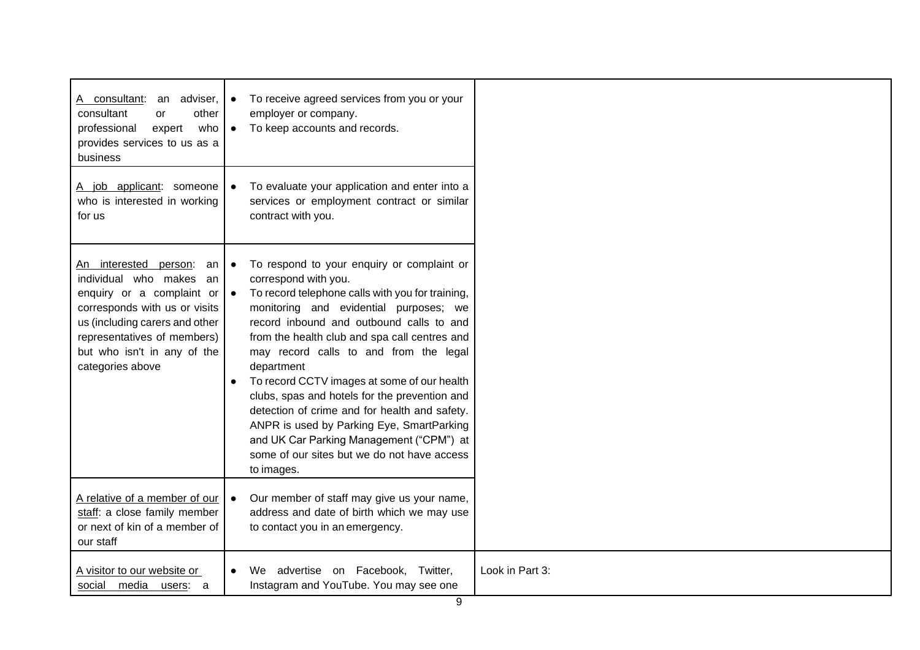| | | |
|---|---|---|
| <u>A consultant</u>: an adviser, consultant or other professional expert who provides services to us as a business | • To receive agreed services from you or your employer or company.<br>• To keep accounts and records. | |
| <u>A job applicant</u>: someone who is interested in working for us | • To evaluate your application and enter into a services or employment contract or similar contract with you. | |
| <u>An interested person</u>: an individual who makes an enquiry or a complaint or corresponds with us or visits us (including carers and other representatives of members) but who isn't in any of the categories above | • To respond to your enquiry or complaint or correspond with you.<br>• To record telephone calls with you for training, monitoring and evidential purposes; we record inbound and outbound calls to and from the health club and spa call centres and may record calls to and from the legal department<br>• To record CCTV images at some of our health clubs, spas and hotels for the prevention and detection of crime and for health and safety. ANPR is used by Parking Eye, SmartParking and UK Car Parking Management ("CPM") at some of our sites but we do not have access to images. | |
| <u>A relative of a member of our staff</u>: a close family member or next of kin of a member of our staff | • Our member of staff may give us your name, address and date of birth which we may use to contact you in an emergency. | |
| <u>A visitor to our website or social media users</u>: a | • We advertise on Facebook, Twitter, Instagram and YouTube. You may see one | Look in Part 3: |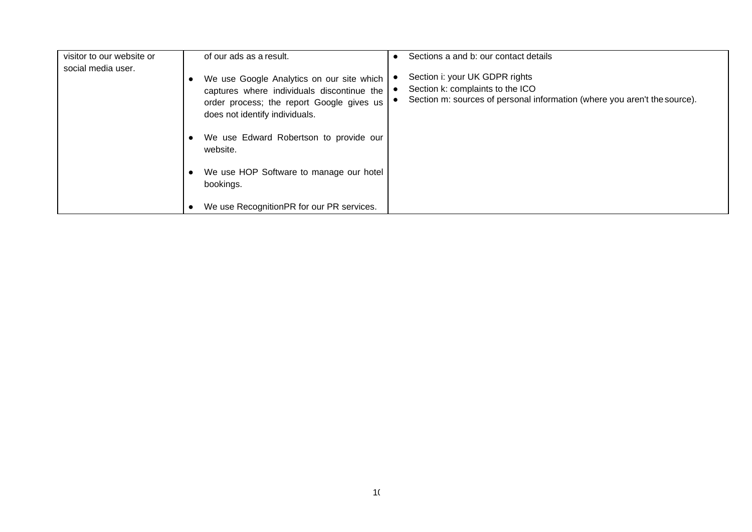| | | |
|---|---|---|
| visitor to our website or social media user. | of our ads as a result.<br><br>• We use Google Analytics on our site which captures where individuals discontinue the order process; the report Google gives us does not identify individuals.<br><br>• We use Edward Robertson to provide our website.<br><br>• We use HOP Software to manage our hotel bookings.<br><br>• We use RecognitionPR for our PR services. | • Sections a and b: our contact details<br><br>• Section i: your UK GDPR rights<br>• Section k: complaints to the ICO<br>• Section m: sources of personal information (where you aren't the source). |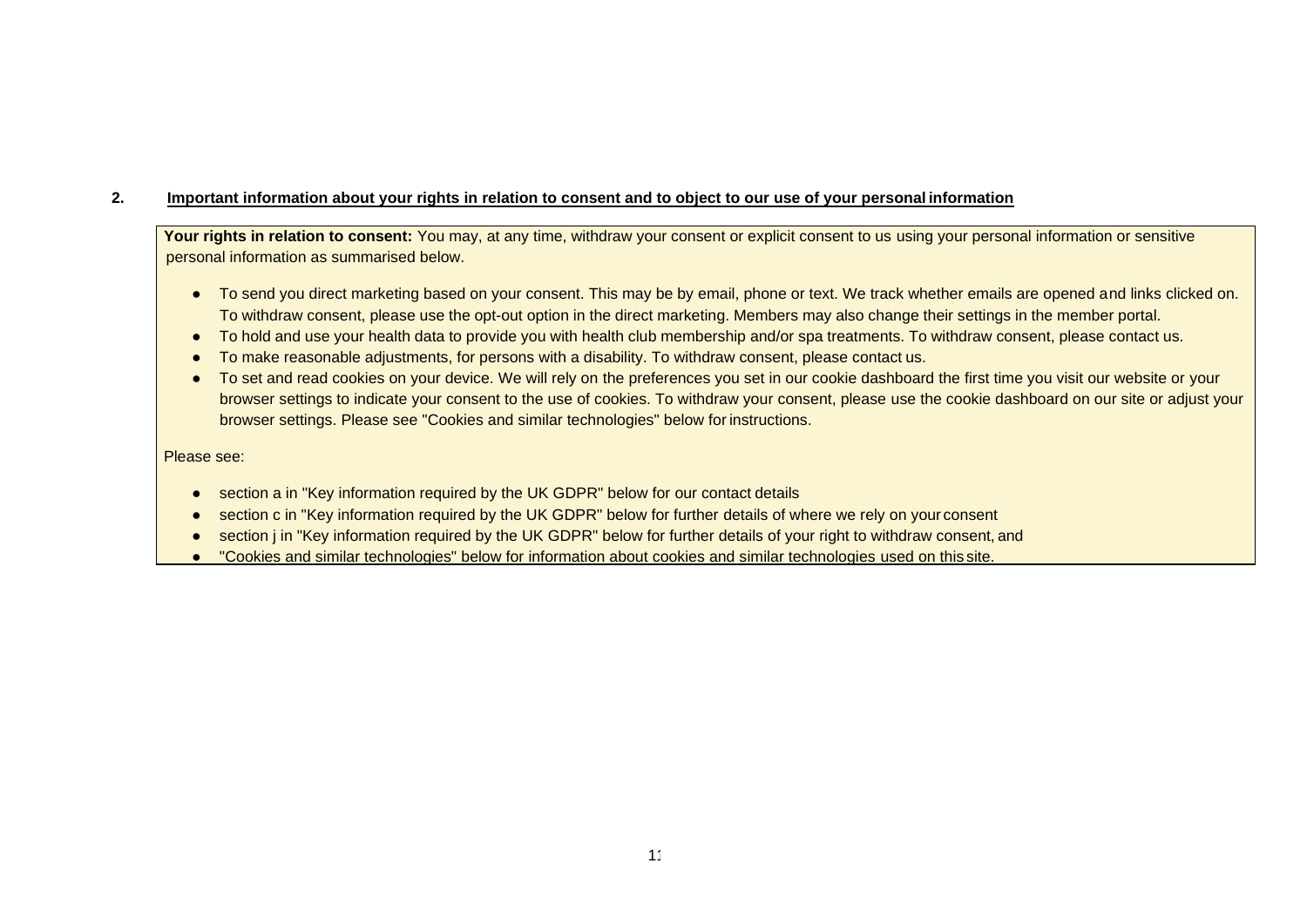## 2. Important information about your rights in relation to consent and to object to our use of your personal information

**Your rights in relation to consent:** You may, at any time, withdraw your consent or explicit consent to us using your personal information or sensitive personal information as summarised below.

- To send you direct marketing based on your consent. This may be by email, phone or text. We track whether emails are opened and links clicked on. To withdraw consent, please use the opt-out option in the direct marketing. Members may also change their settings in the member portal.
- To hold and use your health data to provide you with health club membership and/or spa treatments. To withdraw consent, please contact us.
- To make reasonable adjustments, for persons with a disability. To withdraw consent, please contact us.
- To set and read cookies on your device. We will rely on the preferences you set in our cookie dashboard the first time you visit our website or your browser settings to indicate your consent to the use of cookies. To withdraw your consent, please use the cookie dashboard on our site or adjust your browser settings. Please see "Cookies and similar technologies" below for instructions.

Please see:

- section a in "Key information required by the UK GDPR" below for our contact details
- section c in "Key information required by the UK GDPR" below for further details of where we rely on your consent
- section j in "Key information required by the UK GDPR" below for further details of your right to withdraw consent, and
- "Cookies and similar technologies" below for information about cookies and similar technologies used on this site.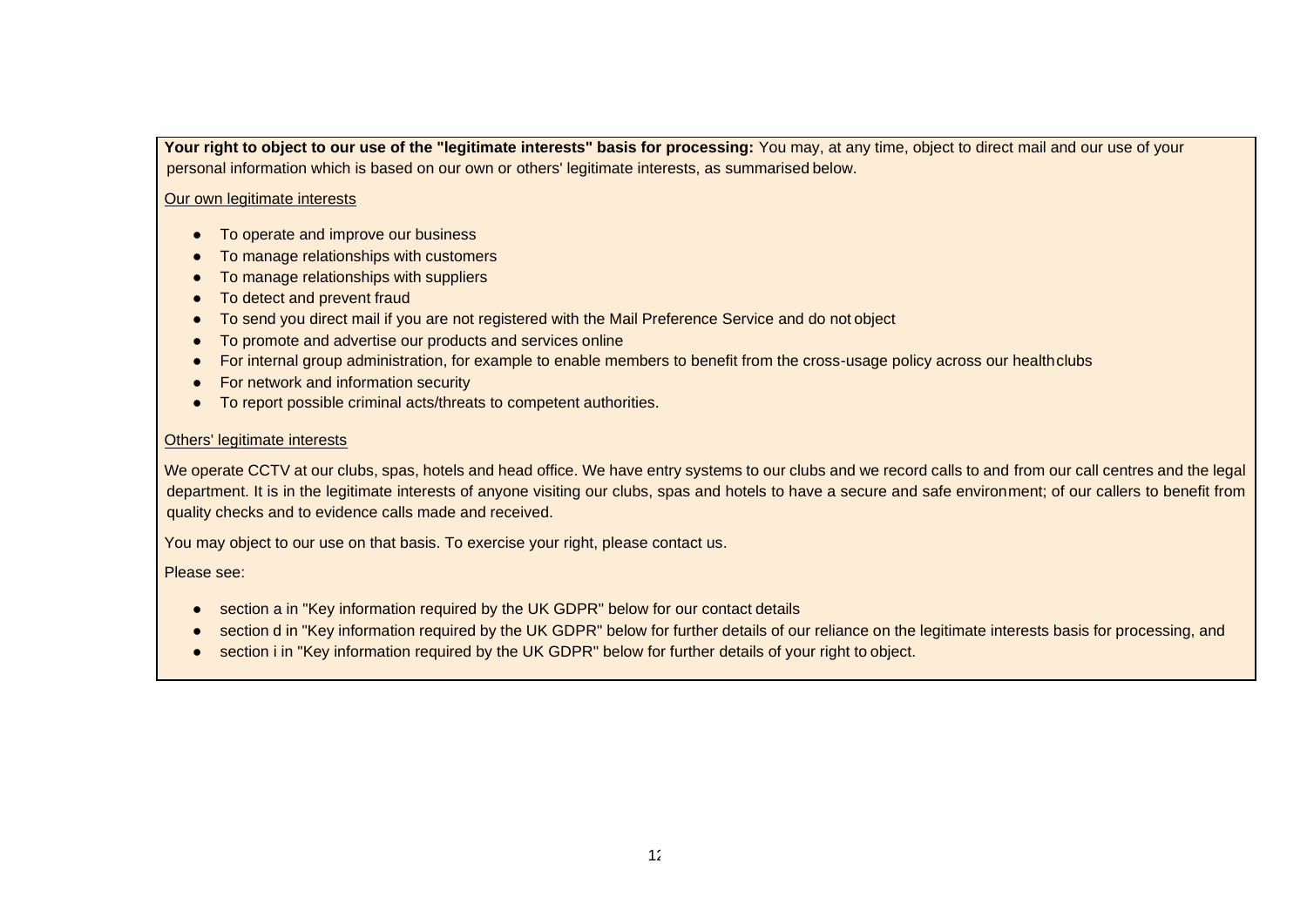**Your right to object to our use of the "legitimate interests" basis for processing:** You may, at any time, object to direct mail and our use of your personal information which is based on our own or others' legitimate interests, as summarised below.

<u>Our own legitimate interests</u>

- To operate and improve our business
- To manage relationships with customers
- To manage relationships with suppliers
- To detect and prevent fraud
- To send you direct mail if you are not registered with the Mail Preference Service and do not object
- To promote and advertise our products and services online
- For internal group administration, for example to enable members to benefit from the cross-usage policy across our health clubs
- For network and information security
- To report possible criminal acts/threats to competent authorities.

<u>Others' legitimate interests</u>

We operate CCTV at our clubs, spas, hotels and head office. We have entry systems to our clubs and we record calls to and from our call centres and the legal department. It is in the legitimate interests of anyone visiting our clubs, spas and hotels to have a secure and safe environment; of our callers to benefit from quality checks and to evidence calls made and received.

You may object to our use on that basis. To exercise your right, please contact us.

Please see:

- section a in "Key information required by the UK GDPR" below for our contact details
- section d in "Key information required by the UK GDPR" below for further details of our reliance on the legitimate interests basis for processing, and
- section i in "Key information required by the UK GDPR" below for further details of your right to object.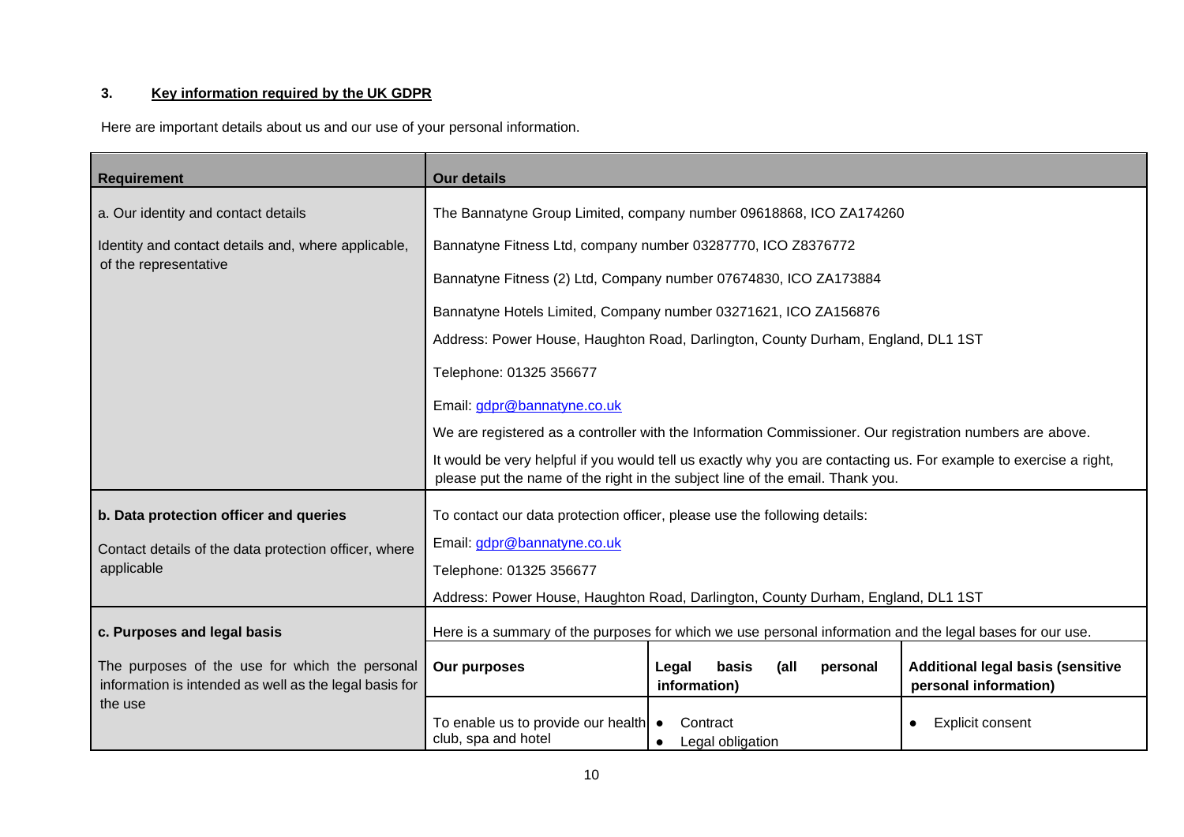## 3. Key information required by the UK GDPR

Here are important details about us and our use of your personal information.

| Requirement | Our details | | |
|---|---|---|---|
| a. Our identity and contact details<br><br>Identity and contact details and, where applicable, of the representative | The Bannatyne Group Limited, company number 09618868, ICO ZA174260<br><br>Bannatyne Fitness Ltd, company number 03287770, ICO Z8376772<br><br>Bannatyne Fitness (2) Ltd, Company number 07674830, ICO ZA173884<br><br>Bannatyne Hotels Limited, Company number 03271621, ICO ZA156876<br><br>Address: Power House, Haughton Road, Darlington, County Durham, England, DL1 1ST<br><br>Telephone: 01325 356677<br><br>Email: gdpr@bannatyne.co.uk<br><br>We are registered as a controller with the Information Commissioner. Our registration numbers are above.<br><br>It would be very helpful if you would tell us exactly why you are contacting us. For example to exercise a right, please put the name of the right in the subject line of the email. Thank you. | | |
| **b. Data protection officer and queries**<br><br>Contact details of the data protection officer, where applicable | To contact our data protection officer, please use the following details:<br><br>Email: gdpr@bannatyne.co.uk<br><br>Telephone: 01325 356677<br><br>Address: Power House, Haughton Road, Darlington, County Durham, England, DL1 1ST | | |
| **c. Purposes and legal basis**<br><br>The purposes of the use for which the personal information is intended as well as the legal basis for the use | Here is a summary of the purposes for which we use personal information and the legal bases for our use. | | |
| | **Our purposes** | **Legal basis (all personal information)** | **Additional legal basis (sensitive personal information)** |
| | To enable us to provide our health club, spa and hotel | • Contract<br>• Legal obligation | • Explicit consent |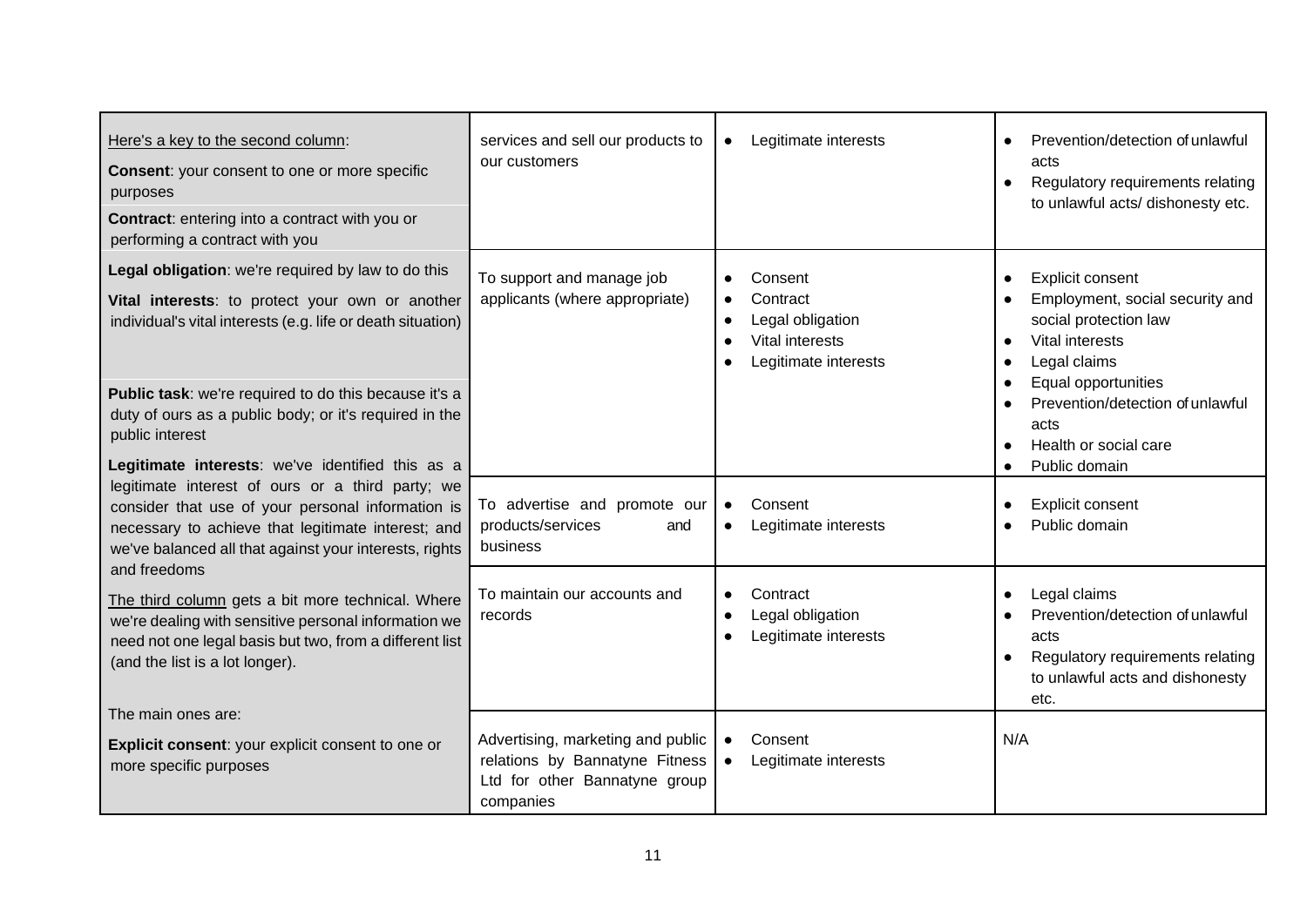| Here's a key to the second column:<br><br>**Consent**: your consent to one or more specific purposes<br><br>**Contract**: entering into a contract with you or performing a contract with you | services and sell our products to our customers | • Legitimate interests | • Prevention/detection of unlawful acts<br>• Regulatory requirements relating to unlawful acts/ dishonesty etc. |
|---|---|---|---|
| **Legal obligation**: we're required by law to do this<br><br>**Vital interests**: to protect your own or another individual's vital interests (e.g. life or death situation)<br><br>**Public task**: we're required to do this because it's a duty of ours as a public body; or it's required in the public interest<br><br>**Legitimate interests**: we've identified this as a legitimate interest of ours or a third party; we consider that use of your personal information is necessary to achieve that legitimate interest; and we've balanced all that against your interests, rights and freedoms | To support and manage job applicants (where appropriate) | • Consent<br>• Contract<br>• Legal obligation<br>• Vital interests<br>• Legitimate interests | • Explicit consent<br>• Employment, social security and social protection law<br>• Vital interests<br>• Legal claims<br>• Equal opportunities<br>• Prevention/detection of unlawful acts<br>• Health or social care<br>• Public domain |
| | To advertise and promote our products/services and business | • Consent<br>• Legitimate interests | • Explicit consent<br>• Public domain |
| <u>The third column</u> gets a bit more technical. Where we're dealing with sensitive personal information we need not one legal basis but two, from a different list (and the list is a lot longer).<br><br>The main ones are: | To maintain our accounts and records | • Contract<br>• Legal obligation<br>• Legitimate interests | • Legal claims<br>• Prevention/detection of unlawful acts<br>• Regulatory requirements relating to unlawful acts and dishonesty etc. |
| **Explicit consent**: your explicit consent to one or more specific purposes | Advertising, marketing and public relations by Bannatyne Fitness Ltd for other Bannatyne group companies | • Consent<br>• Legitimate interests | N/A |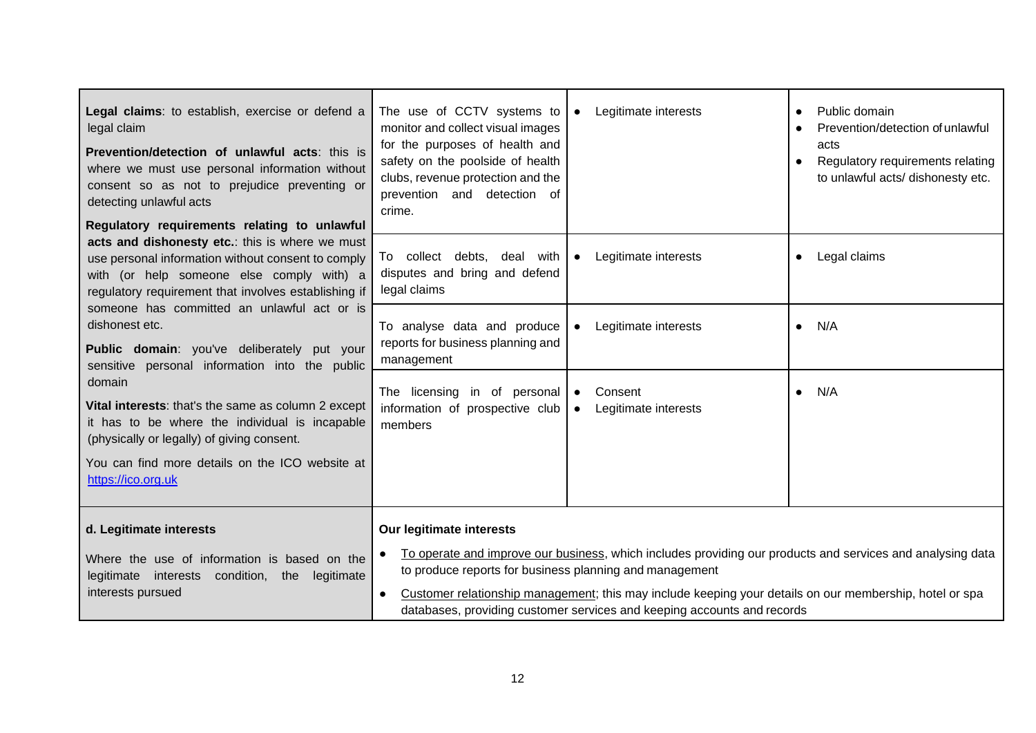| | | | |
|---|---|---|---|
| **Legal claims**: to establish, exercise or defend a legal claim<br><br>**Prevention/detection of unlawful acts**: this is where we must use personal information without consent so as not to prejudice preventing or detecting unlawful acts<br><br>**Regulatory requirements relating to unlawful acts and dishonesty etc.**: this is where we must use personal information without consent to comply with (or help someone else comply with) a regulatory requirement that involves establishing if someone has committed an unlawful act or is dishonest etc.<br><br>**Public domain**: you've deliberately put your sensitive personal information into the public domain<br><br>**Vital interests**: that's the same as column 2 except it has to be where the individual is incapable (physically or legally) of giving consent.<br><br>You can find more details on the ICO website at https://ico.org.uk | The use of CCTV systems to monitor and collect visual images for the purposes of health and safety on the poolside of health clubs, revenue protection and the prevention and detection of crime. | • Legitimate interests | • Public domain<br>• Prevention/detection of unlawful acts<br>• Regulatory requirements relating to unlawful acts/ dishonesty etc. |
| | To collect debts, deal with disputes and bring and defend legal claims | • Legitimate interests | • Legal claims |
| | To analyse data and produce reports for business planning and management | • Legitimate interests | • N/A |
| | The licensing in of personal information of prospective club members | • Consent<br>• Legitimate interests | • N/A |
| **d. Legitimate interests**<br><br>Where the use of information is based on the legitimate interests condition, the legitimate interests pursued | **Our legitimate interests**<br><br>• To operate and improve our business, which includes providing our products and services and analysing data to produce reports for business planning and management<br><br>• Customer relationship management; this may include keeping your details on our membership, hotel or spa databases, providing customer services and keeping accounts and records | | |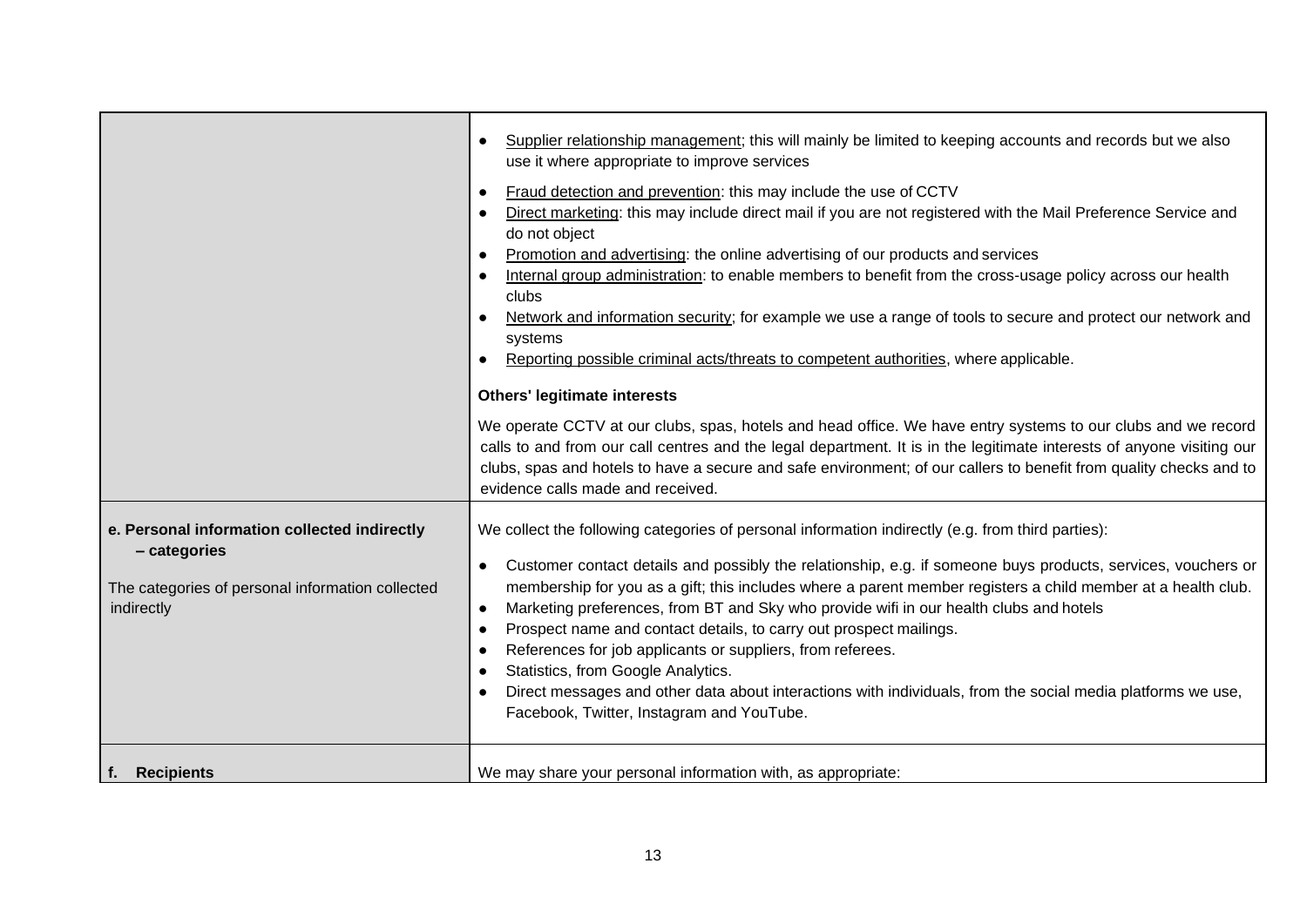| | |
|---|---|
| | • <u>Supplier relationship management</u>; this will mainly be limited to keeping accounts and records but we also use it where appropriate to improve services<br>• <u>Fraud detection and prevention</u>: this may include the use of CCTV<br>• <u>Direct marketing</u>: this may include direct mail if you are not registered with the Mail Preference Service and do not object<br>• <u>Promotion and advertising</u>: the online advertising of our products and services<br>• <u>Internal group administration</u>: to enable members to benefit from the cross-usage policy across our health clubs<br>• <u>Network and information security</u>; for example we use a range of tools to secure and protect our network and systems<br>• <u>Reporting possible criminal acts/threats to competent authorities</u>, where applicable.<br><br>**Others' legitimate interests**<br><br>We operate CCTV at our clubs, spas, hotels and head office. We have entry systems to our clubs and we record calls to and from our call centres and the legal department. It is in the legitimate interests of anyone visiting our clubs, spas and hotels to have a secure and safe environment; of our callers to benefit from quality checks and to evidence calls made and received. |
| **e. Personal information collected indirectly – categories**<br><br>The categories of personal information collected indirectly | We collect the following categories of personal information indirectly (e.g. from third parties):<br><br>• Customer contact details and possibly the relationship, e.g. if someone buys products, services, vouchers or membership for you as a gift; this includes where a parent member registers a child member at a health club.<br>• Marketing preferences, from BT and Sky who provide wifi in our health clubs and hotels<br>• Prospect name and contact details, to carry out prospect mailings.<br>• References for job applicants or suppliers, from referees.<br>• Statistics, from Google Analytics.<br>• Direct messages and other data about interactions with individuals, from the social media platforms we use, Facebook, Twitter, Instagram and YouTube. |
| **f. Recipients** | We may share your personal information with, as appropriate: |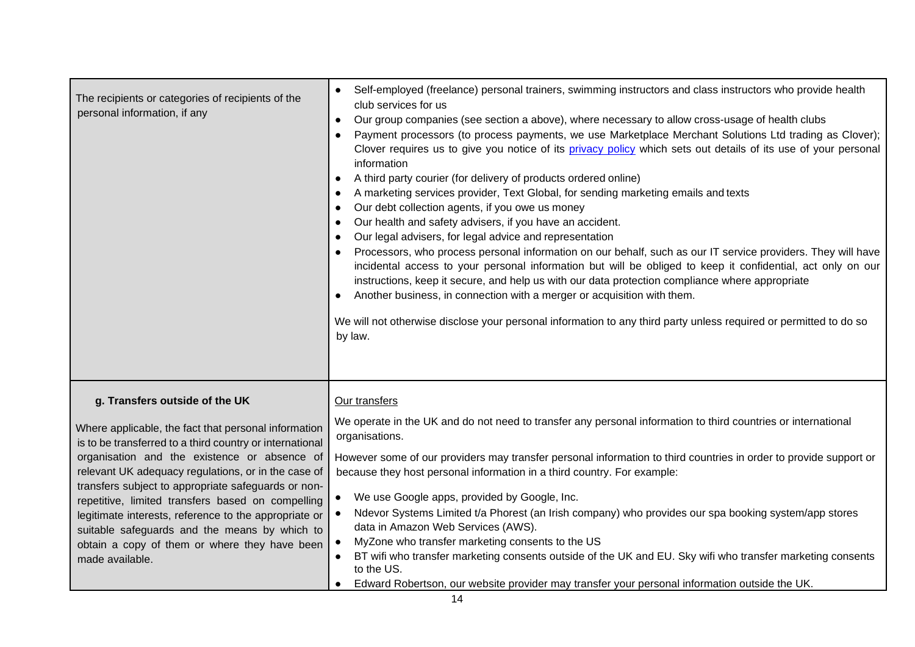| | |
|---|---|
| The recipients or categories of recipients of the personal information, if any | • Self-employed (freelance) personal trainers, swimming instructors and class instructors who provide health club services for us<br>• Our group companies (see section a above), where necessary to allow cross-usage of health clubs<br>• Payment processors (to process payments, we use Marketplace Merchant Solutions Ltd trading as Clover); Clover requires us to give you notice of its [privacy policy]() which sets out details of its use of your personal information<br>• A third party courier (for delivery of products ordered online)<br>• A marketing services provider, Text Global, for sending marketing emails and texts<br>• Our debt collection agents, if you owe us money<br>• Our health and safety advisers, if you have an accident.<br>• Our legal advisers, for legal advice and representation<br>• Processors, who process personal information on our behalf, such as our IT service providers. They will have incidental access to your personal information but will be obliged to keep it confidential, act only on our instructions, keep it secure, and help us with our data protection compliance where appropriate<br>• Another business, in connection with a merger or acquisition with them.<br><br>We will not otherwise disclose your personal information to any third party unless required or permitted to do so by law. |
| **g. Transfers outside of the UK**<br><br>Where applicable, the fact that personal information is to be transferred to a third country or international organisation and the existence or absence of relevant UK adequacy regulations, or in the case of transfers subject to appropriate safeguards or non-repetitive, limited transfers based on compelling legitimate interests, reference to the appropriate or suitable safeguards and the means by which to obtain a copy of them or where they have been made available. | Our transfers<br><br>We operate in the UK and do not need to transfer any personal information to third countries or international organisations.<br><br>However some of our providers may transfer personal information to third countries in order to provide support or because they host personal information in a third country. For example:<br><br>• We use Google apps, provided by Google, Inc.<br>• Ndevor Systems Limited t/a Phorest (an Irish company) who provides our spa booking system/app stores data in Amazon Web Services (AWS).<br>• MyZone who transfer marketing consents to the US<br>• BT wifi who transfer marketing consents outside of the UK and EU. Sky wifi who transfer marketing consents to the US.<br>• Edward Robertson, our website provider may transfer your personal information outside the UK. |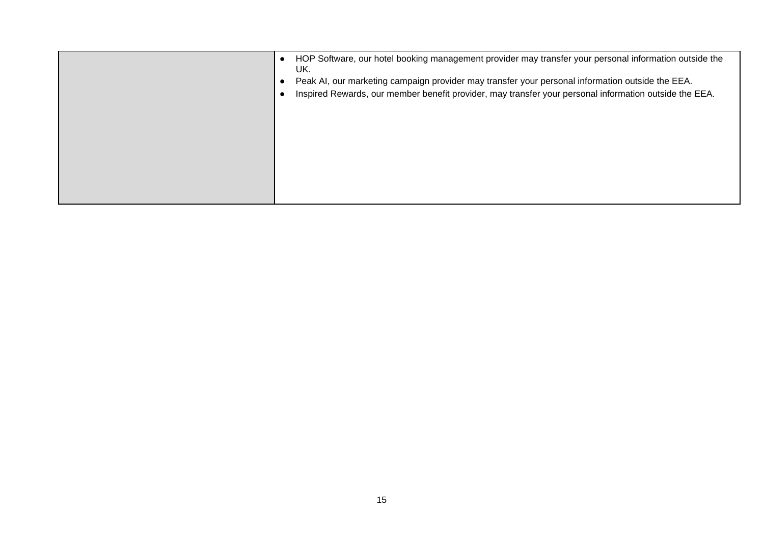| | |
|---|---|
| | • HOP Software, our hotel booking management provider may transfer your personal information outside the UK.<br>• Peak AI, our marketing campaign provider may transfer your personal information outside the EEA.<br>• Inspired Rewards, our member benefit provider, may transfer your personal information outside the EEA. |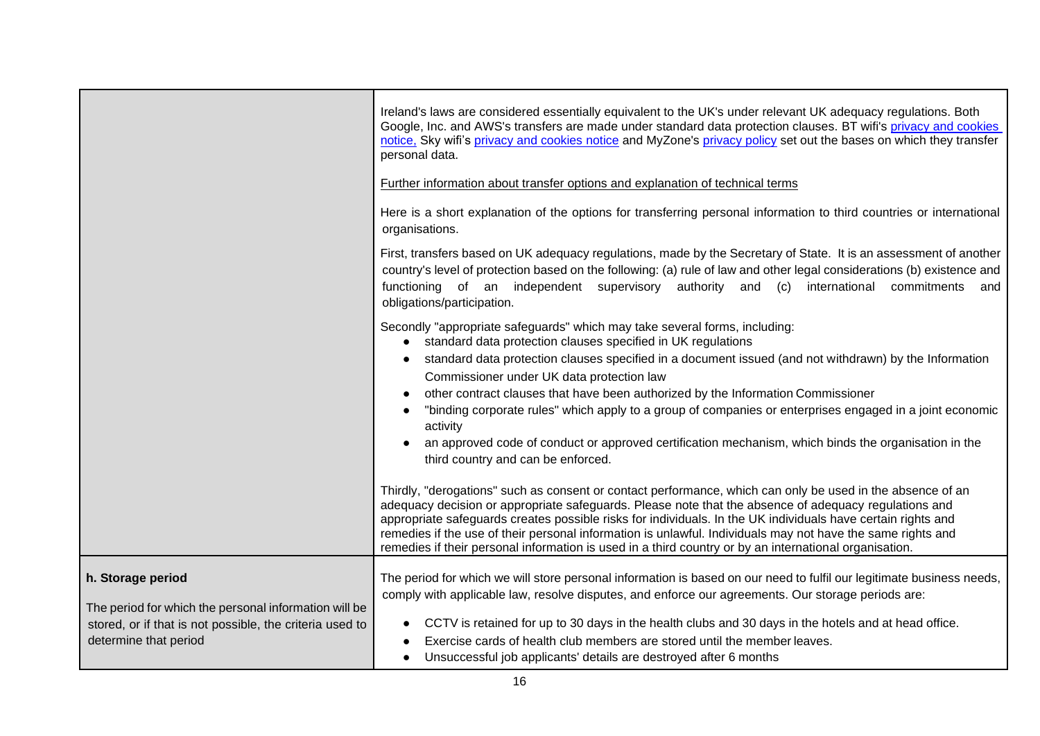| | |
|---|---|
| | Ireland's laws are considered essentially equivalent to the UK's under relevant UK adequacy regulations. Both Google, Inc. and AWS's transfers are made under standard data protection clauses. BT wifi's privacy and cookies notice, Sky wifi's privacy and cookies notice and MyZone's privacy policy set out the bases on which they transfer personal data.<br><br>Further information about transfer options and explanation of technical terms<br><br>Here is a short explanation of the options for transferring personal information to third countries or international organisations.<br><br>First, transfers based on UK adequacy regulations, made by the Secretary of State. It is an assessment of another country's level of protection based on the following: (a) rule of law and other legal considerations (b) existence and functioning of an independent supervisory authority and (c) international commitments and obligations/participation.<br><br>Secondly "appropriate safeguards" which may take several forms, including:<br>● standard data protection clauses specified in UK regulations<br>● standard data protection clauses specified in a document issued (and not withdrawn) by the Information Commissioner under UK data protection law<br>● other contract clauses that have been authorized by the Information Commissioner<br>● "binding corporate rules" which apply to a group of companies or enterprises engaged in a joint economic activity<br>● an approved code of conduct or approved certification mechanism, which binds the organisation in the third country and can be enforced.<br><br>Thirdly, "derogations" such as consent or contact performance, which can only be used in the absence of an adequacy decision or appropriate safeguards. Please note that the absence of adequacy regulations and appropriate safeguards creates possible risks for individuals. In the UK individuals have certain rights and remedies if the use of their personal information is unlawful. Individuals may not have the same rights and remedies if their personal information is used in a third country or by an international organisation. |
| **h. Storage period**<br><br>The period for which the personal information will be stored, or if that is not possible, the criteria used to determine that period | The period for which we will store personal information is based on our need to fulfil our legitimate business needs, comply with applicable law, resolve disputes, and enforce our agreements. Our storage periods are:<br><br>● CCTV is retained for up to 30 days in the health clubs and 30 days in the hotels and at head office.<br>● Exercise cards of health club members are stored until the member leaves.<br>● Unsuccessful job applicants' details are destroyed after 6 months |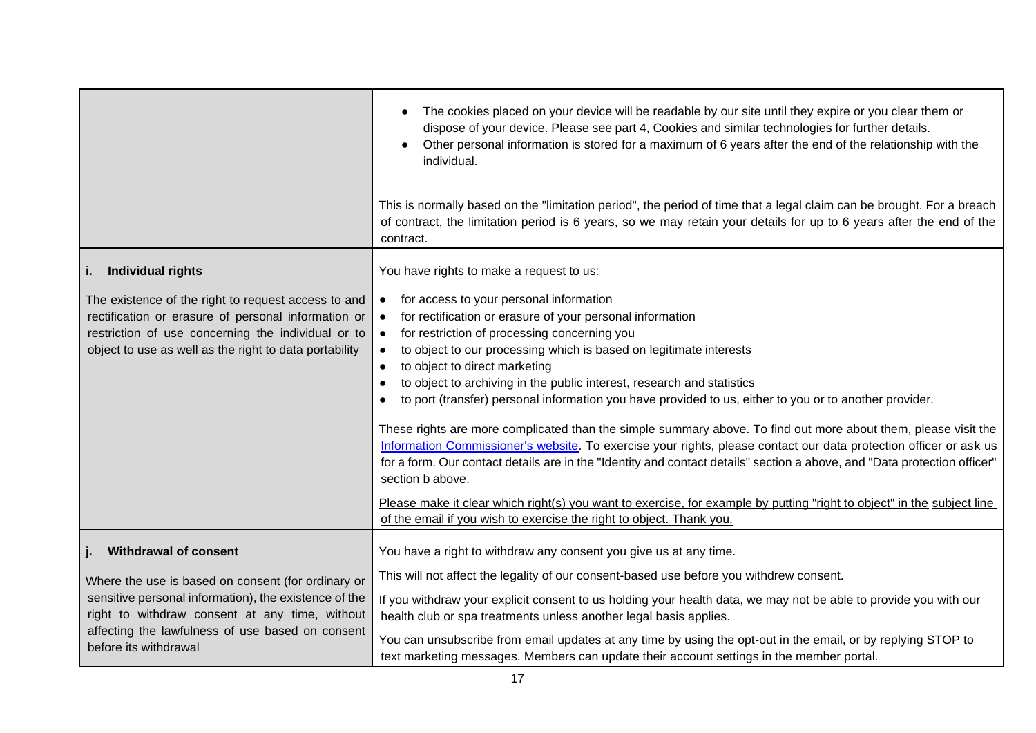| | |
|---|---|
| | • The cookies placed on your device will be readable by our site until they expire or you clear them or dispose of your device. Please see part 4, Cookies and similar technologies for further details.<br>• Other personal information is stored for a maximum of 6 years after the end of the relationship with the individual.<br><br>This is normally based on the "limitation period", the period of time that a legal claim can be brought. For a breach of contract, the limitation period is 6 years, so we may retain your details for up to 6 years after the end of the contract. |
| **i. Individual rights**<br><br>The existence of the right to request access to and rectification or erasure of personal information or restriction of use concerning the individual or to object to use as well as the right to data portability | You have rights to make a request to us:<br><br>• for access to your personal information<br>• for rectification or erasure of your personal information<br>• for restriction of processing concerning you<br>• to object to our processing which is based on legitimate interests<br>• to object to direct marketing<br>• to object to archiving in the public interest, research and statistics<br>• to port (transfer) personal information you have provided to us, either to you or to another provider.<br><br>These rights are more complicated than the simple summary above. To find out more about them, please visit the Information Commissioner's website. To exercise your rights, please contact our data protection officer or ask us for a form. Our contact details are in the "Identity and contact details" section a above, and "Data protection officer" section b above.<br><br>Please make it clear which right(s) you want to exercise, for example by putting "right to object" in the subject line of the email if you wish to exercise the right to object. Thank you. |
| **j. Withdrawal of consent**<br><br>Where the use is based on consent (for ordinary or sensitive personal information), the existence of the right to withdraw consent at any time, without affecting the lawfulness of use based on consent before its withdrawal | You have a right to withdraw any consent you give us at any time.<br><br>This will not affect the legality of our consent-based use before you withdrew consent.<br><br>If you withdraw your explicit consent to us holding your health data, we may not be able to provide you with our health club or spa treatments unless another legal basis applies.<br><br>You can unsubscribe from email updates at any time by using the opt-out in the email, or by replying STOP to text marketing messages. Members can update their account settings in the member portal. |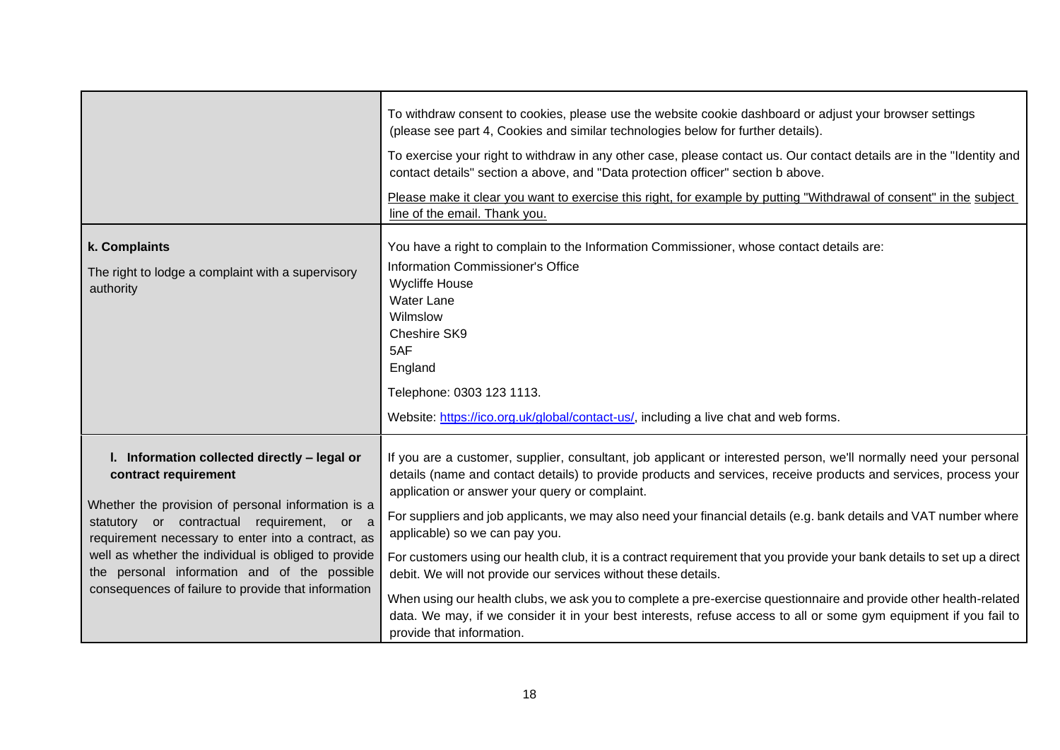| | |
|---|---|
| | To withdraw consent to cookies, please use the website cookie dashboard or adjust your browser settings (please see part 4, Cookies and similar technologies below for further details).<br><br>To exercise your right to withdraw in any other case, please contact us. Our contact details are in the "Identity and contact details" section a above, and "Data protection officer" section b above.<br><br>Please make it clear you want to exercise this right, for example by putting "Withdrawal of consent" in the subject line of the email. Thank you. |
| **k. Complaints**<br><br>The right to lodge a complaint with a supervisory authority | You have a right to complain to the Information Commissioner, whose contact details are:<br><br>Information Commissioner's Office<br>Wycliffe House<br>Water Lane<br>Wilmslow<br>Cheshire SK9<br>5AF<br>England<br><br>Telephone: 0303 123 1113.<br><br>Website: [https://ico.org.uk/global/contact-us/](https://ico.org.uk/global/contact-us/), including a live chat and web forms. |
| **l. Information collected directly – legal or contract requirement**<br><br>Whether the provision of personal information is a statutory or contractual requirement, or a requirement necessary to enter into a contract, as well as whether the individual is obliged to provide the personal information and of the possible consequences of failure to provide that information | If you are a customer, supplier, consultant, job applicant or interested person, we'll normally need your personal details (name and contact details) to provide products and services, receive products and services, process your application or answer your query or complaint.<br><br>For suppliers and job applicants, we may also need your financial details (e.g. bank details and VAT number where applicable) so we can pay you.<br><br>For customers using our health club, it is a contract requirement that you provide your bank details to set up a direct debit. We will not provide our services without these details.<br><br>When using our health clubs, we ask you to complete a pre-exercise questionnaire and provide other health-related data. We may, if we consider it in your best interests, refuse access to all or some gym equipment if you fail to provide that information. |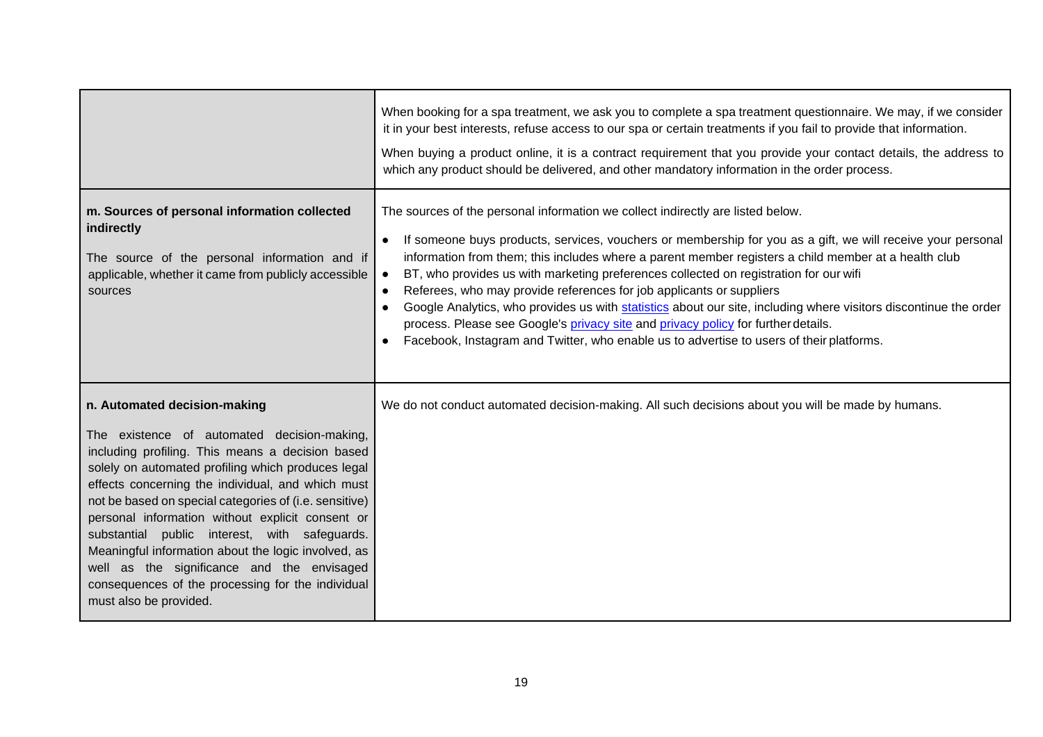| | |
|---|---|
| | When booking for a spa treatment, we ask you to complete a spa treatment questionnaire. We may, if we consider it in your best interests, refuse access to our spa or certain treatments if you fail to provide that information.<br><br>When buying a product online, it is a contract requirement that you provide your contact details, the address to which any product should be delivered, and other mandatory information in the order process. |
| **m. Sources of personal information collected indirectly**<br><br>The source of the personal information and if applicable, whether it came from publicly accessible sources | The sources of the personal information we collect indirectly are listed below.<br><br>• If someone buys products, services, vouchers or membership for you as a gift, we will receive your personal information from them; this includes where a parent member registers a child member at a health club<br>• BT, who provides us with marketing preferences collected on registration for our wifi<br>• Referees, who may provide references for job applicants or suppliers<br>• Google Analytics, who provides us with statistics about our site, including where visitors discontinue the order process. Please see Google's privacy site and privacy policy for further details.<br>• Facebook, Instagram and Twitter, who enable us to advertise to users of their platforms. |
| **n. Automated decision-making**<br><br>The existence of automated decision-making, including profiling. This means a decision based solely on automated profiling which produces legal effects concerning the individual, and which must not be based on special categories of (i.e. sensitive) personal information without explicit consent or substantial public interest, with safeguards. Meaningful information about the logic involved, as well as the significance and the envisaged consequences of the processing for the individual must also be provided. | We do not conduct automated decision-making. All such decisions about you will be made by humans. |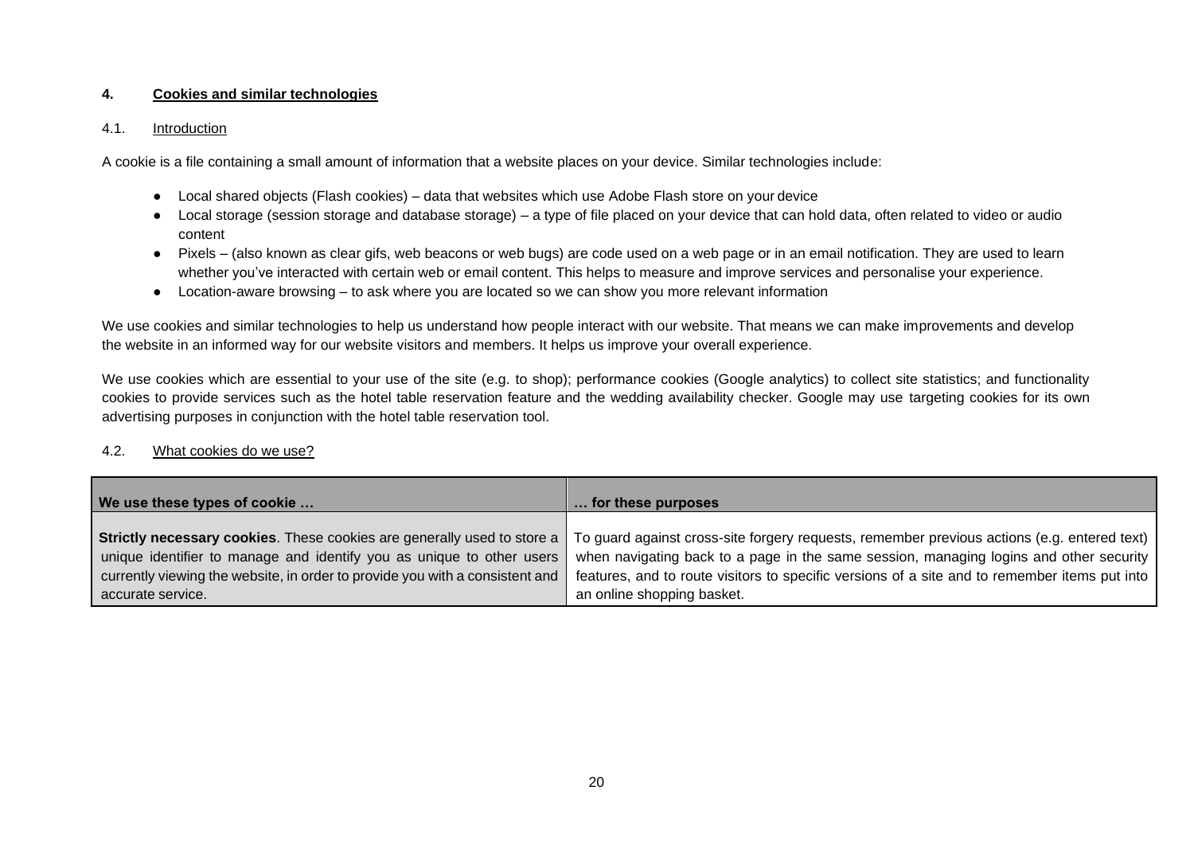## 4. Cookies and similar technologies

### 4.1. Introduction

A cookie is a file containing a small amount of information that a website places on your device. Similar technologies include:

- Local shared objects (Flash cookies) – data that websites which use Adobe Flash store on your device
- Local storage (session storage and database storage) – a type of file placed on your device that can hold data, often related to video or audio content
- Pixels – (also known as clear gifs, web beacons or web bugs) are code used on a web page or in an email notification. They are used to learn whether you've interacted with certain web or email content. This helps to measure and improve services and personalise your experience.
- Location-aware browsing – to ask where you are located so we can show you more relevant information

We use cookies and similar technologies to help us understand how people interact with our website. That means we can make improvements and develop the website in an informed way for our website visitors and members. It helps us improve your overall experience.

We use cookies which are essential to your use of the site (e.g. to shop); performance cookies (Google analytics) to collect site statistics; and functionality cookies to provide services such as the hotel table reservation feature and the wedding availability checker. Google may use targeting cookies for its own advertising purposes in conjunction with the hotel table reservation tool.

### 4.2. What cookies do we use?

| We use these types of cookie … | … for these purposes |
|---|---|
| **Strictly necessary cookies**. These cookies are generally used to store a unique identifier to manage and identify you as unique to other users currently viewing the website, in order to provide you with a consistent and accurate service. | To guard against cross-site forgery requests, remember previous actions (e.g. entered text) when navigating back to a page in the same session, managing logins and other security features, and to route visitors to specific versions of a site and to remember items put into an online shopping basket. |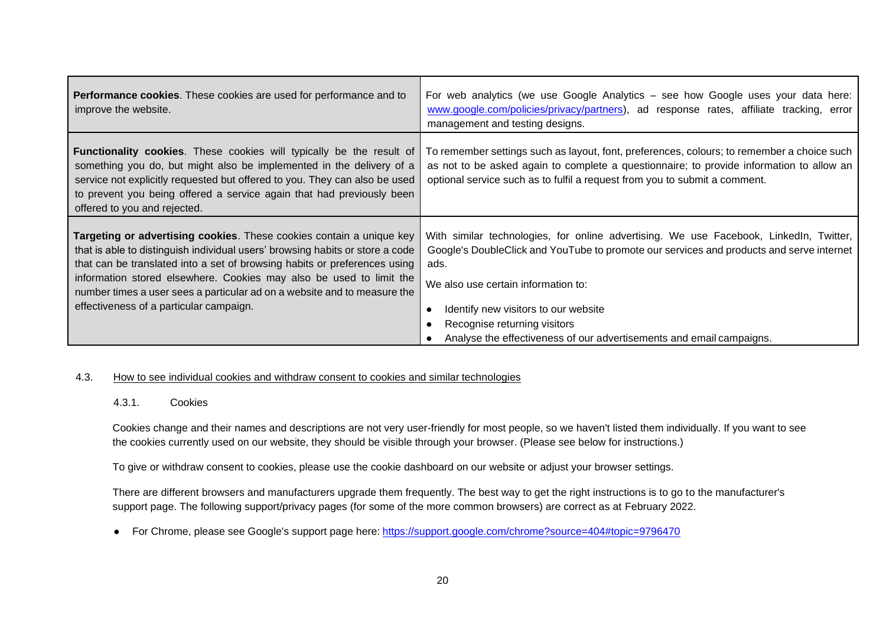| | |
|---|---|
| **Performance cookies**. These cookies are used for performance and to improve the website. | For web analytics (we use Google Analytics – see how Google uses your data here: [www.google.com/policies/privacy/partners](www.google.com/policies/privacy/partners)), ad response rates, affiliate tracking, error management and testing designs. |
| **Functionality cookies**. These cookies will typically be the result of something you do, but might also be implemented in the delivery of a service not explicitly requested but offered to you. They can also be used to prevent you being offered a service again that had previously been offered to you and rejected. | To remember settings such as layout, font, preferences, colours; to remember a choice such as not to be asked again to complete a questionnaire; to provide information to allow an optional service such as to fulfil a request from you to submit a comment. |
| **Targeting or advertising cookies**. These cookies contain a unique key that is able to distinguish individual users' browsing habits or store a code that can be translated into a set of browsing habits or preferences using information stored elsewhere. Cookies may also be used to limit the number times a user sees a particular ad on a website and to measure the effectiveness of a particular campaign. | With similar technologies, for online advertising. We use Facebook, LinkedIn, Twitter, Google's DoubleClick and YouTube to promote our services and products and serve internet ads.<br><br>We also use certain information to:<br><br>● Identify new visitors to our website<br>● Recognise returning visitors<br>● Analyse the effectiveness of our advertisements and email campaigns. |

4.3. How to see individual cookies and withdraw consent to cookies and similar technologies

4.3.1. Cookies

Cookies change and their names and descriptions are not very user-friendly for most people, so we haven't listed them individually. If you want to see the cookies currently used on our website, they should be visible through your browser. (Please see below for instructions.)

To give or withdraw consent to cookies, please use the cookie dashboard on our website or adjust your browser settings.

There are different browsers and manufacturers upgrade them frequently. The best way to get the right instructions is to go to the manufacturer's support page. The following support/privacy pages (for some of the more common browsers) are correct as at February 2022.

- For Chrome, please see Google's support page here: [https://support.google.com/chrome?source=404#topic=9796470](https://support.google.com/chrome?source=404#topic=9796470)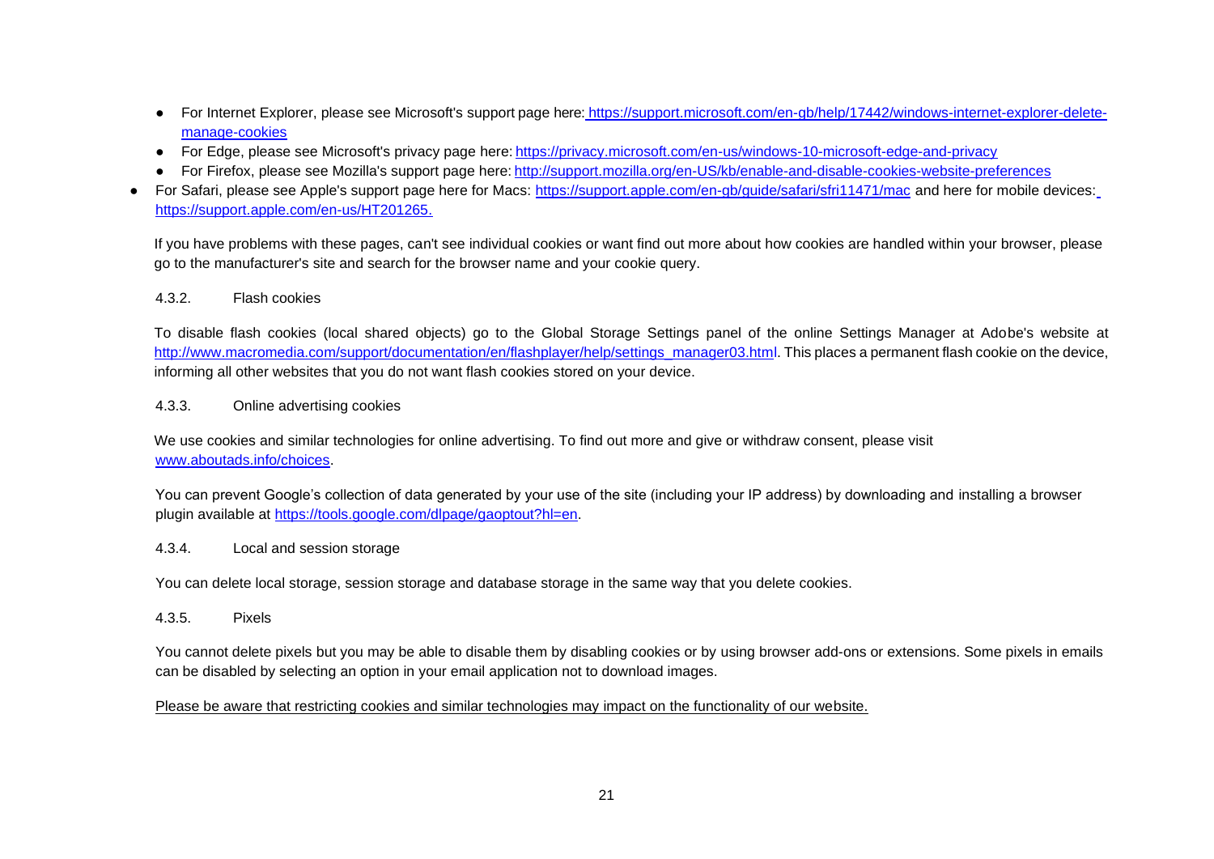- For Internet Explorer, please see Microsoft's support page here: https://support.microsoft.com/en-gb/help/17442/windows-internet-explorer-delete-manage-cookies
- For Edge, please see Microsoft's privacy page here: https://privacy.microsoft.com/en-us/windows-10-microsoft-edge-and-privacy
- For Firefox, please see Mozilla's support page here: http://support.mozilla.org/en-US/kb/enable-and-disable-cookies-website-preferences
- For Safari, please see Apple's support page here for Macs: https://support.apple.com/en-gb/guide/safari/sfri11471/mac and here for mobile devices: https://support.apple.com/en-us/HT201265.

If you have problems with these pages, can't see individual cookies or want find out more about how cookies are handled within your browser, please go to the manufacturer's site and search for the browser name and your cookie query.

4.3.2. Flash cookies

To disable flash cookies (local shared objects) go to the Global Storage Settings panel of the online Settings Manager at Adobe's website at http://www.macromedia.com/support/documentation/en/flashplayer/help/settings_manager03.html. This places a permanent flash cookie on the device, informing all other websites that you do not want flash cookies stored on your device.

4.3.3. Online advertising cookies

We use cookies and similar technologies for online advertising. To find out more and give or withdraw consent, please visit www.aboutads.info/choices.

You can prevent Google's collection of data generated by your use of the site (including your IP address) by downloading and installing a browser plugin available at https://tools.google.com/dlpage/gaoptout?hl=en.

4.3.4. Local and session storage

You can delete local storage, session storage and database storage in the same way that you delete cookies.

4.3.5. Pixels

You cannot delete pixels but you may be able to disable them by disabling cookies or by using browser add-ons or extensions. Some pixels in emails can be disabled by selecting an option in your email application not to download images.

Please be aware that restricting cookies and similar technologies may impact on the functionality of our website.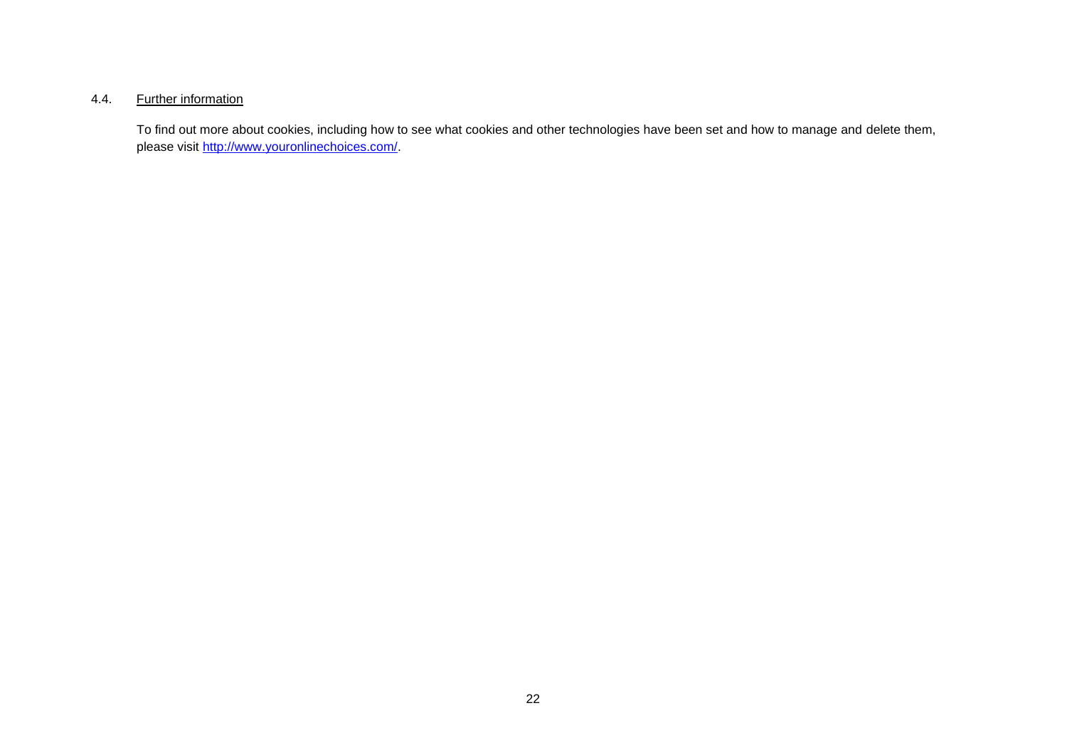### 4.4. Further information

To find out more about cookies, including how to see what cookies and other technologies have been set and how to manage and delete them, please visit [http://www.youronlinechoices.com/](http://www.youronlinechoices.com/).